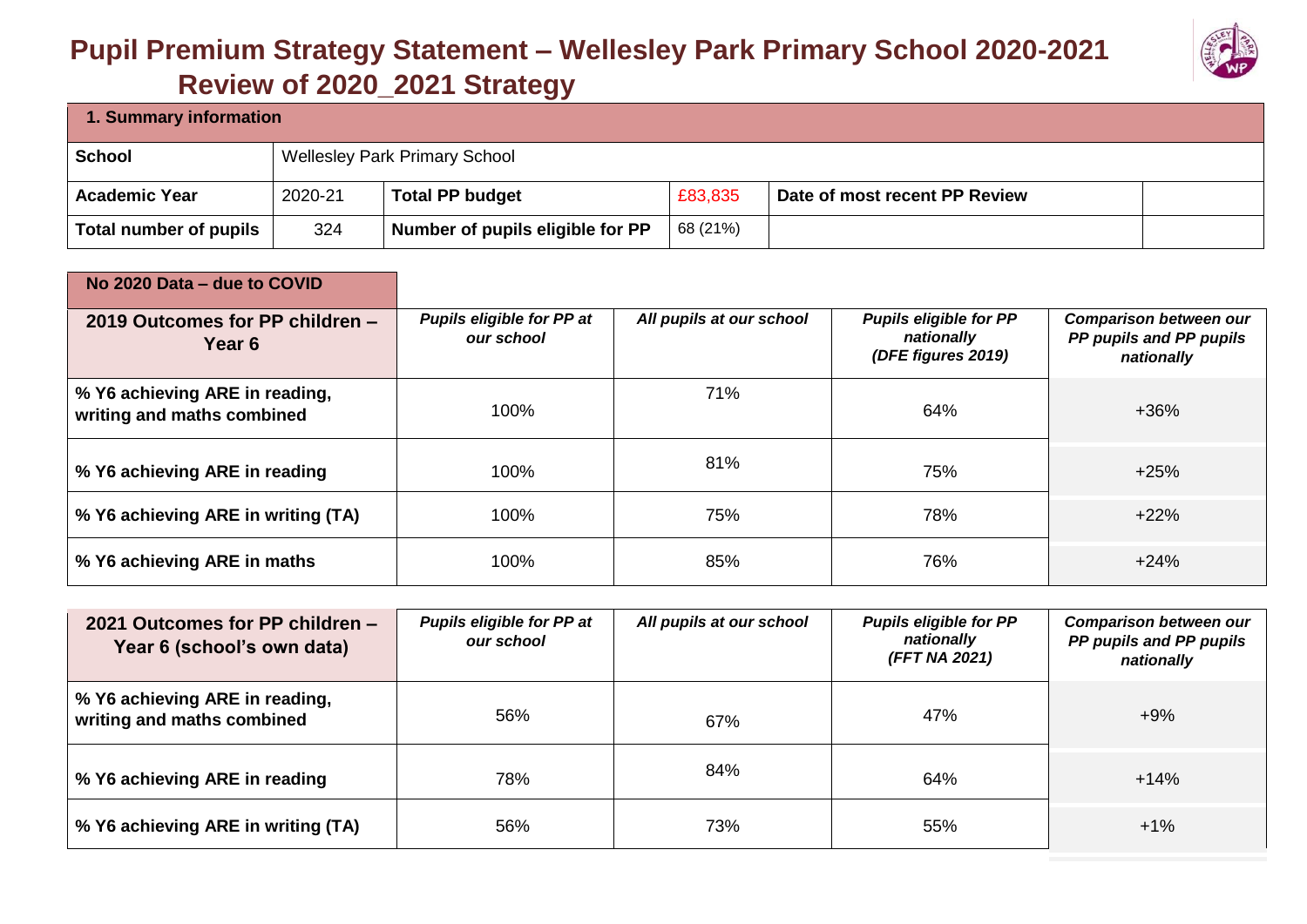# Pupil Premium Strategy Statement – Wellesley Park Primary School 2020-2021

## Review of 2020_2021 Strategy

| 1. Summary information | | | | | |
|---|---|---|---|---|---|
| **School** | Wellesley Park Primary School | | | | |
| **Academic Year** | 2020-21 | **Total PP budget** | £83,835 | **Date of most recent PP Review** | |
| **Total number of pupils** | 324 | **Number of pupils eligible for PP** | 68 (21%) | | |

**No 2020 Data – due to COVID**

| 2019 Outcomes for PP children – Year 6 | *Pupils eligible for PP at our school* | *All pupils at our school* | *Pupils eligible for PP nationally (DFE figures 2019)* | *Comparison between our PP pupils and PP pupils nationally* |
|---|---|---|---|---|
| **% Y6 achieving ARE in reading, writing and maths combined** | 100% | 71% | 64% | +36% |
| **% Y6 achieving ARE in reading** | 100% | 81% | 75% | +25% |
| **% Y6 achieving ARE in writing (TA)** | 100% | 75% | 78% | +22% |
| **% Y6 achieving ARE in maths** | 100% | 85% | 76% | +24% |

| 2021 Outcomes for PP children – Year 6 (school's own data) | *Pupils eligible for PP at our school* | *All pupils at our school* | *Pupils eligible for PP nationally (FFT NA 2021)* | *Comparison between our PP pupils and PP pupils nationally* |
|---|---|---|---|---|
| **% Y6 achieving ARE in reading, writing and maths combined** | 56% | 67% | 47% | +9% |
| **% Y6 achieving ARE in reading** | 78% | 84% | 64% | +14% |
| **% Y6 achieving ARE in writing (TA)** | 56% | 73% | 55% | +1% |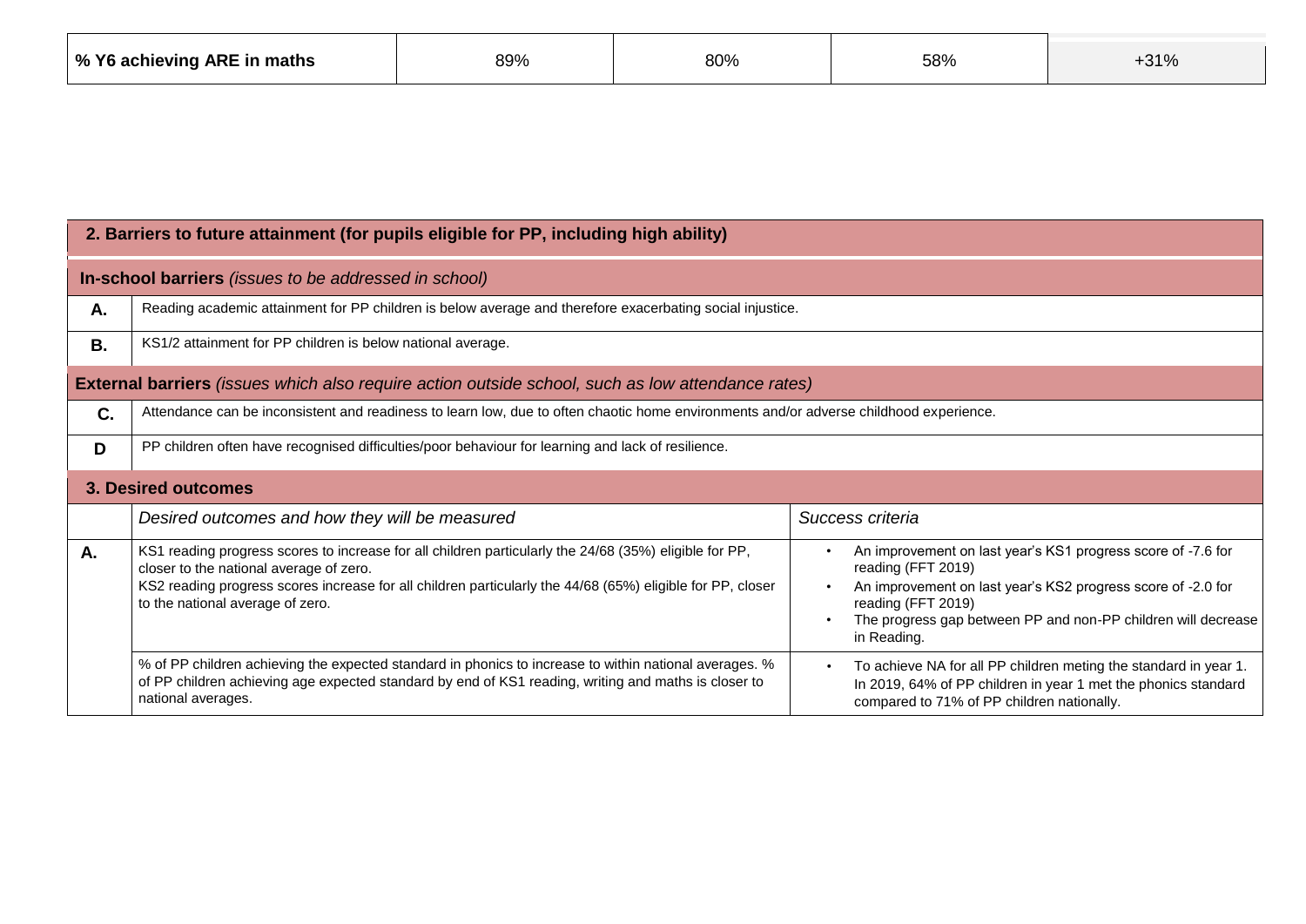| % Y6 achieving ARE in maths | 89% | 80% | 58% | +31% |
|---|---|---|---|---|

| **2. Barriers to future attainment (for pupils eligible for PP, including high ability)** | |
|---|---|
| **In-school barriers** *(issues to be addressed in school)* | |
| **A.** | Reading academic attainment for PP children is below average and therefore exacerbating social injustice. |
| **B.** | KS1/2 attainment for PP children is below national average. |
| **External barriers** *(issues which also require action outside school, such as low attendance rates)* | |
| **C.** | Attendance can be inconsistent and readiness to learn low, due to often chaotic home environments and/or adverse childhood experience. |
| **D** | PP children often have recognised difficulties/poor behaviour for learning and lack of resilience. |

| **3. Desired outcomes** | | |
|---|---|---|
| | *Desired outcomes and how they will be measured* | *Success criteria* |
| **A.** | KS1 reading progress scores to increase for all children particularly the 24/68 (35%) eligible for PP, closer to the national average of zero.<br>KS2 reading progress scores increase for all children particularly the 44/68 (65%) eligible for PP, closer to the national average of zero. | • An improvement on last year's KS1 progress score of -7.6 for reading (FFT 2019)<br>• An improvement on last year's KS2 progress score of -2.0 for reading (FFT 2019)<br>• The progress gap between PP and non-PP children will decrease in Reading. |
| | % of PP children achieving the expected standard in phonics to increase to within national averages. % of PP children achieving age expected standard by end of KS1 reading, writing and maths is closer to national averages. | • To achieve NA for all PP children meting the standard in year 1. In 2019, 64% of PP children in year 1 met the phonics standard compared to 71% of PP children nationally. |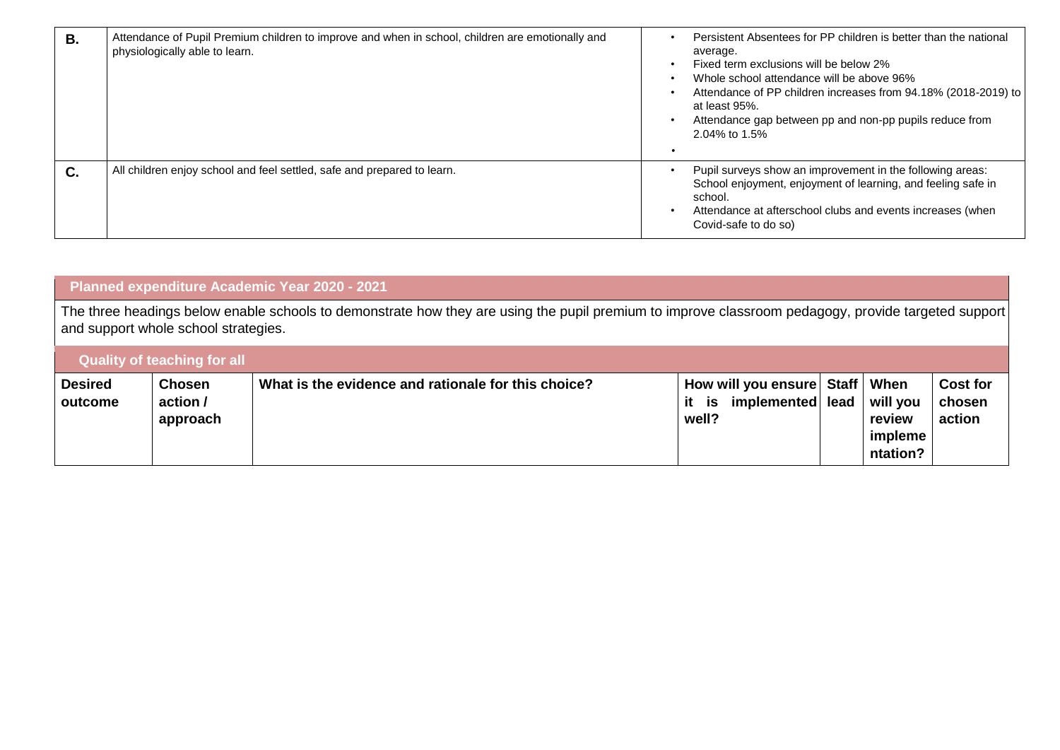| | | |
|---|---|---|
| **B.** | Attendance of Pupil Premium children to improve and when in school, children are emotionally and physiologically able to learn. | • Persistent Absentees for PP children is better than the national average.<br>• Fixed term exclusions will be below 2%<br>• Whole school attendance will be above 96%<br>• Attendance of PP children increases from 94.18% (2018-2019) to at least 95%.<br>• Attendance gap between pp and non-pp pupils reduce from 2.04% to 1.5%<br>• |
| **C.** | All children enjoy school and feel settled, safe and prepared to learn. | • Pupil surveys show an improvement in the following areas: School enjoyment, enjoyment of learning, and feeling safe in school.<br>• Attendance at afterschool clubs and events increases (when Covid-safe to do so) |

## Planned expenditure Academic Year 2020 - 2021

The three headings below enable schools to demonstrate how they are using the pupil premium to improve classroom pedagogy, provide targeted support and support whole school strategies.

### Quality of teaching for all

| Desired outcome | Chosen action / approach | What is the evidence and rationale for this choice? | How will you ensure it is implemented well? | Staff lead | When will you review implementation? | Cost for chosen action |
|---|---|---|---|---|---|---|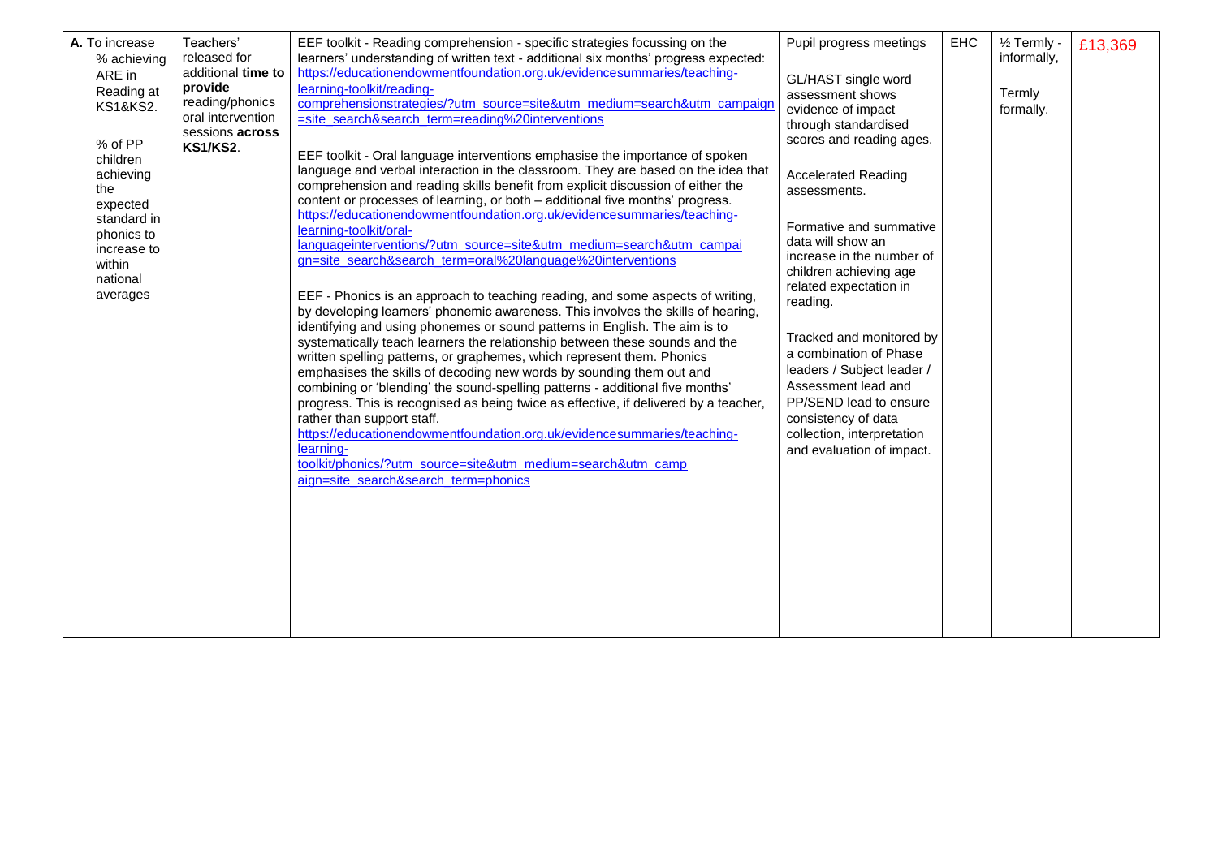| | | | | | | |
|---|---|---|---|---|---|---|
| **A.** To increase % achieving ARE in Reading at KS1&KS2.<br><br>% of PP children achieving the expected standard in phonics to increase to within national averages | Teachers' released for additional **time to provide r**eading/phonics oral intervention sessions **across KS1/KS2**. | EEF toolkit - Reading comprehension - specific strategies focussing on the learners' understanding of written text - additional six months' progress expected: https://educationendowmentfoundation.org.uk/evidencesummaries/teaching-learning-toolkit/reading-comprehensionstrategies/?utm_source=site&utm_medium=search&utm_campaign=site_search&search_term=reading%20interventions<br><br>EEF toolkit - Oral language interventions emphasise the importance of spoken language and verbal interaction in the classroom. They are based on the idea that comprehension and reading skills benefit from explicit discussion of either the content or processes of learning, or both – additional five months' progress. https://educationendowmentfoundation.org.uk/evidencesummaries/teaching-learning-toolkit/oral-languageinterventions/?utm_source=site&utm_medium=search&utm_campaign=site_search&search_term=oral%20language%20interventions<br><br>EEF - Phonics is an approach to teaching reading, and some aspects of writing, by developing learners' phonemic awareness. This involves the skills of hearing, identifying and using phonemes or sound patterns in English. The aim is to systematically teach learners the relationship between these sounds and the written spelling patterns, or graphemes, which represent them. Phonics emphasises the skills of decoding new words by sounding them out and combining or 'blending' the sound-spelling patterns - additional five months' progress. This is recognised as being twice as effective, if delivered by a teacher, rather than support staff. https://educationendowmentfoundation.org.uk/evidencesummaries/teaching-learning-toolkit/phonics/?utm_source=site&utm_medium=search&utm_campaign=site_search&search_term=phonics | Pupil progress meetings<br><br>GL/HAST single word assessment shows evidence of impact through standardised scores and reading ages.<br><br>Accelerated Reading assessments.<br><br>Formative and summative data will show an increase in the number of children achieving age related expectation in reading.<br><br>Tracked and monitored by a combination of Phase leaders / Subject leader / Assessment lead and PP/SEND lead to ensure consistency of data collection, interpretation and evaluation of impact. | EHC | ½ Termly - informally,<br><br>Termly formally. | £13,369 |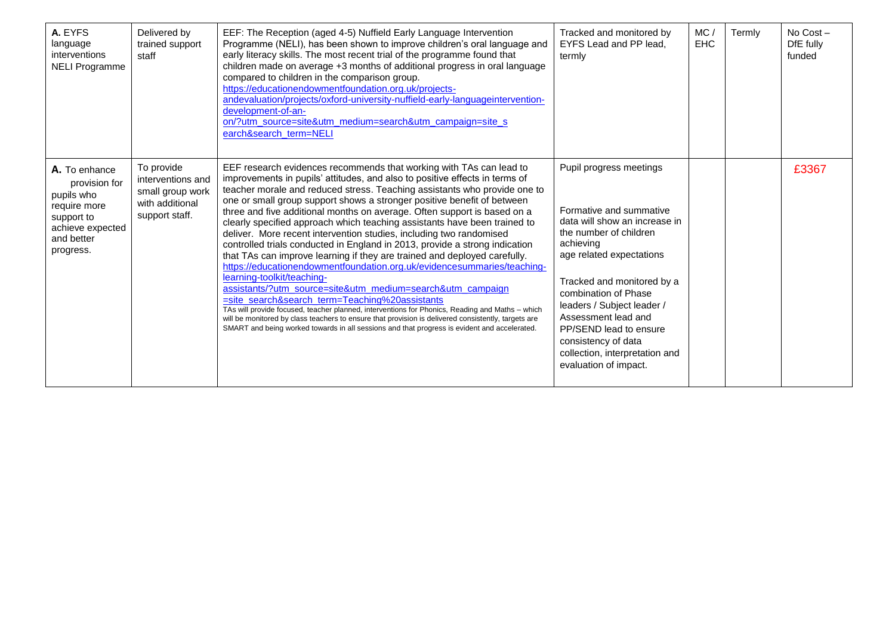| | | | | | | |
|---|---|---|---|---|---|---|
| **A.** EYFS language interventions NELI Programme | Delivered by trained support staff | EEF: The Reception (aged 4-5) Nuffield Early Language Intervention Programme (NELI), has been shown to improve children's oral language and early literacy skills. The most recent trial of the programme found that children made on average +3 months of additional progress in oral language compared to children in the comparison group. https://educationendowmentfoundation.org.uk/projects-andevaluation/projects/oxford-university-nuffield-early-languageintervention-development-of-an-on/?utm_source=site&utm_medium=search&utm_campaign=site_search&search_term=NELI | Tracked and monitored by EYFS Lead and PP lead, termly | MC / EHC | Termly | No Cost – DfE fully funded |
| **A.** To enhance provision for pupils who require more support to achieve expected and better progress. | To provide interventions and small group work with additional support staff. | EEF research evidences recommends that working with TAs can lead to improvements in pupils' attitudes, and also to positive effects in terms of teacher morale and reduced stress. Teaching assistants who provide one to one or small group support shows a stronger positive benefit of between three and five additional months on average. Often support is based on a clearly specified approach which teaching assistants have been trained to deliver. More recent intervention studies, including two randomised controlled trials conducted in England in 2013, provide a strong indication that TAs can improve learning if they are trained and deployed carefully. https://educationendowmentfoundation.org.uk/evidencesummaries/teaching-learning-toolkit/teaching-assistants/?utm_source=site&utm_medium=search&utm_campaign=site_search&search_term=Teaching%20assistants TAs will provide focused, teacher planned, interventions for Phonics, Reading and Maths – which will be monitored by class teachers to ensure that provision is delivered consistently, targets are SMART and being worked towards in all sessions and that progress is evident and accelerated. | Pupil progress meetings<br><br>Formative and summative data will show an increase in the number of children achieving age related expectations<br><br>Tracked and monitored by a combination of Phase leaders / Subject leader / Assessment lead and PP/SEND lead to ensure consistency of data collection, interpretation and evaluation of impact. | | | £3367 |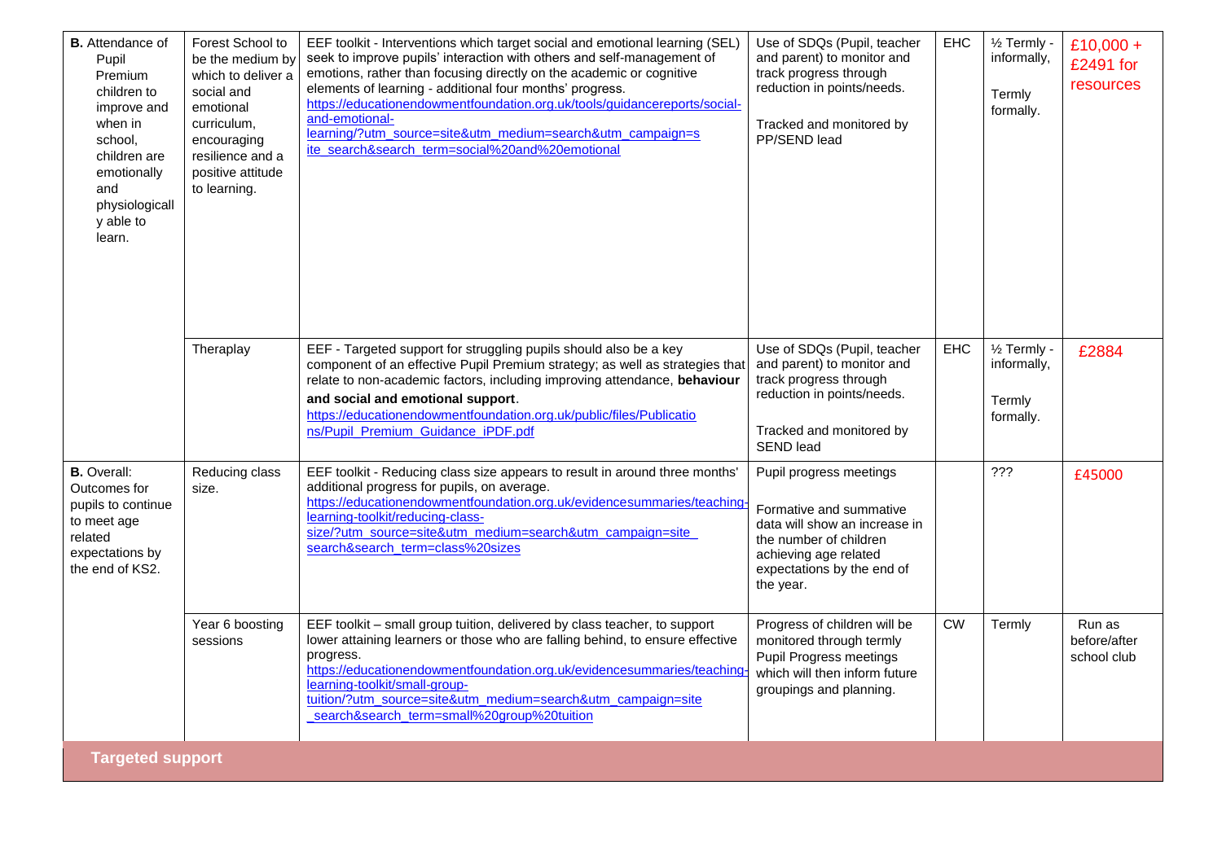| | | | | | | |
|---|---|---|---|---|---|---|
| **B.** Attendance of Pupil Premium children to improve and when in school, children are emotionally and physiologically able to learn. | Forest School to be the medium by which to deliver a social and emotional curriculum, encouraging resilience and a positive attitude to learning. | EEF toolkit - Interventions which target social and emotional learning (SEL) seek to improve pupils' interaction with others and self-management of emotions, rather than focusing directly on the academic or cognitive elements of learning - additional four months' progress. https://educationendowmentfoundation.org.uk/tools/guidancereports/social-and-emotional-learning/?utm_source=site&utm_medium=search&utm_campaign=site_search&search_term=social%20and%20emotional | Use of SDQs (Pupil, teacher and parent) to monitor and track progress through reduction in points/needs.<br><br>Tracked and monitored by PP/SEND lead | EHC | ½ Termly - informally,<br><br>Termly formally. | £10,000 + £2491 for resources |
| | Theraplay | EEF - Targeted support for struggling pupils should also be a key component of an effective Pupil Premium strategy; as well as strategies that relate to non-academic factors, including improving attendance, **behaviour and social and emotional support**. https://educationendowmentfoundation.org.uk/public/files/Publications/Pupil_Premium_Guidance_iPDF.pdf | Use of SDQs (Pupil, teacher and parent) to monitor and track progress through reduction in points/needs.<br><br>Tracked and monitored by SEND lead | EHC | ½ Termly - informally,<br><br>Termly formally. | £2884 |
| **B.** Overall: Outcomes for pupils to continue to meet age related expectations by the end of KS2. | Reducing class size. | EEF toolkit - Reducing class size appears to result in around three months' additional progress for pupils, on average. https://educationendowmentfoundation.org.uk/evidencesummaries/teaching-learning-toolkit/reducing-class-size/?utm_source=site&utm_medium=search&utm_campaign=site_search&search_term=class%20sizes | Pupil progress meetings<br><br>Formative and summative data will show an increase in the number of children achieving age related expectations by the end of the year. | | ??? | £45000 |
| | Year 6 boosting sessions | EEF toolkit – small group tuition, delivered by class teacher, to support lower attaining learners or those who are falling behind, to ensure effective progress. https://educationendowmentfoundation.org.uk/evidencesummaries/teaching-learning-toolkit/small-group-tuition/?utm_source=site&utm_medium=search&utm_campaign=site_search&search_term=small%20group%20tuition | Progress of children will be monitored through termly Pupil Progress meetings which will then inform future groupings and planning. | CW | Termly | Run as before/after school club |

**Targeted support**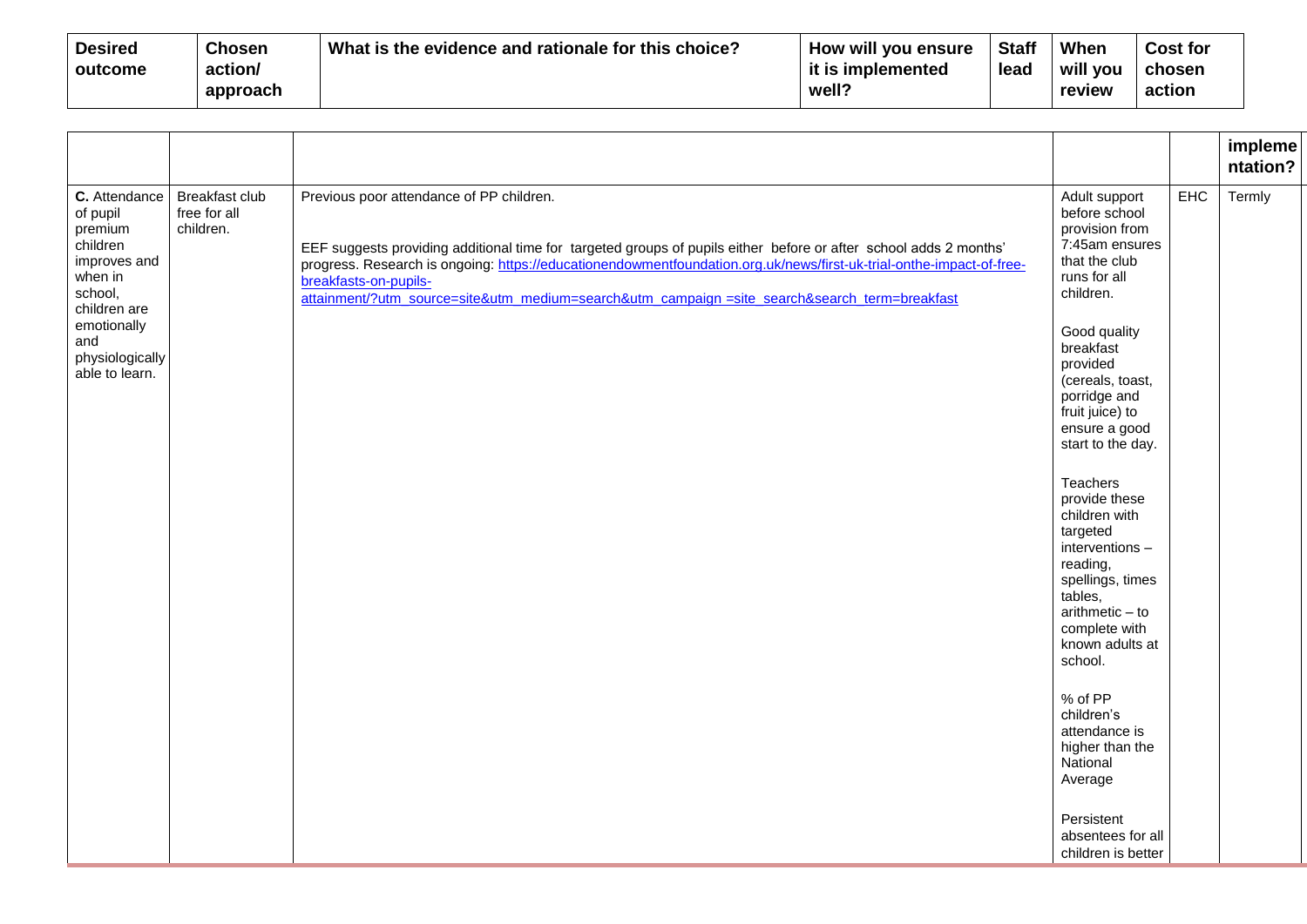| Desired outcome | Chosen action/ approach | What is the evidence and rationale for this choice? | How will you ensure it is implemented well? | Staff lead | When will you review | Cost for chosen action |
|---|---|---|---|---|---|---|
| | | | | | implementation? | |
| **C.** Attendance of pupil premium children improves and when in school, children are emotionally and physiologically able to learn. | Breakfast club free for all children. | Previous poor attendance of PP children.<br><br>EEF suggests providing additional time for targeted groups of pupils either before or after school adds 2 months' progress. Research is ongoing: https://educationendowmentfoundation.org.uk/news/first-uk-trial-onthe-impact-of-free-breakfasts-on-pupils-attainment/?utm_source=site&utm_medium=search&utm_campaign =site_search&search_term=breakfast | Adult support before school provision from 7:45am ensures that the club runs for all children.<br><br>Good quality breakfast provided (cereals, toast, porridge and fruit juice) to ensure a good start to the day.<br><br>Teachers provide these children with targeted interventions – reading, spellings, times tables, arithmetic – to complete with known adults at school.<br><br>% of PP children's attendance is higher than the National Average<br><br>Persistent absentees for all children is better | EHC | Termly | |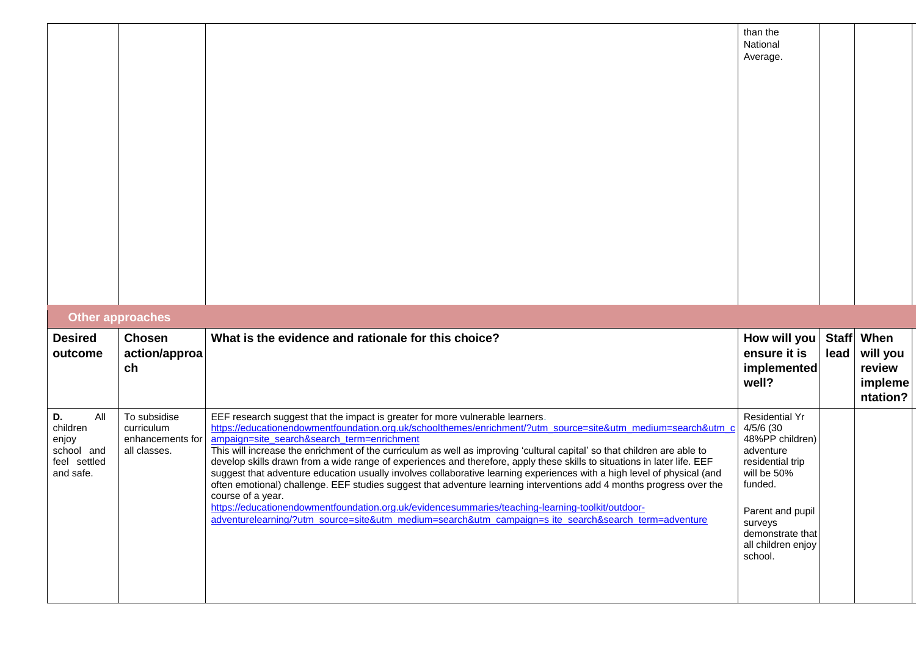| | | | | | |
|---|---|---|---|---|---|
| | | | than the National Average. | | |

## Other approaches

| Desired outcome | Chosen action/approach | What is the evidence and rationale for this choice? | How will you ensure it is implemented well? | Staff lead | When will you review implementation? |
|---|---|---|---|---|---|
| **D.** All children enjoy school and feel settled and safe. | To subsidise curriculum enhancements for all classes. | EEF research suggest that the impact is greater for more vulnerable learners. https://educationendowmentfoundation.org.uk/schoolthemes/enrichment/?utm_source=site&utm_medium=search&utm_campaign=site_search&search_term=enrichment This will increase the enrichment of the curriculum as well as improving 'cultural capital' so that children are able to develop skills drawn from a wide range of experiences and therefore, apply these skills to situations in later life. EEF suggest that adventure education usually involves collaborative learning experiences with a high level of physical (and often emotional) challenge. EEF studies suggest that adventure learning interventions add 4 months progress over the course of a year. https://educationendowmentfoundation.org.uk/evidencesummaries/teaching-learning-toolkit/outdoor-adventurelearning/?utm_source=site&utm_medium=search&utm_campaign=s ite_search&search_term=adventure | Residential Yr 4/5/6 (30 48%PP children) adventure residential trip will be 50% funded. Parent and pupil surveys demonstrate that all children enjoy school. | | |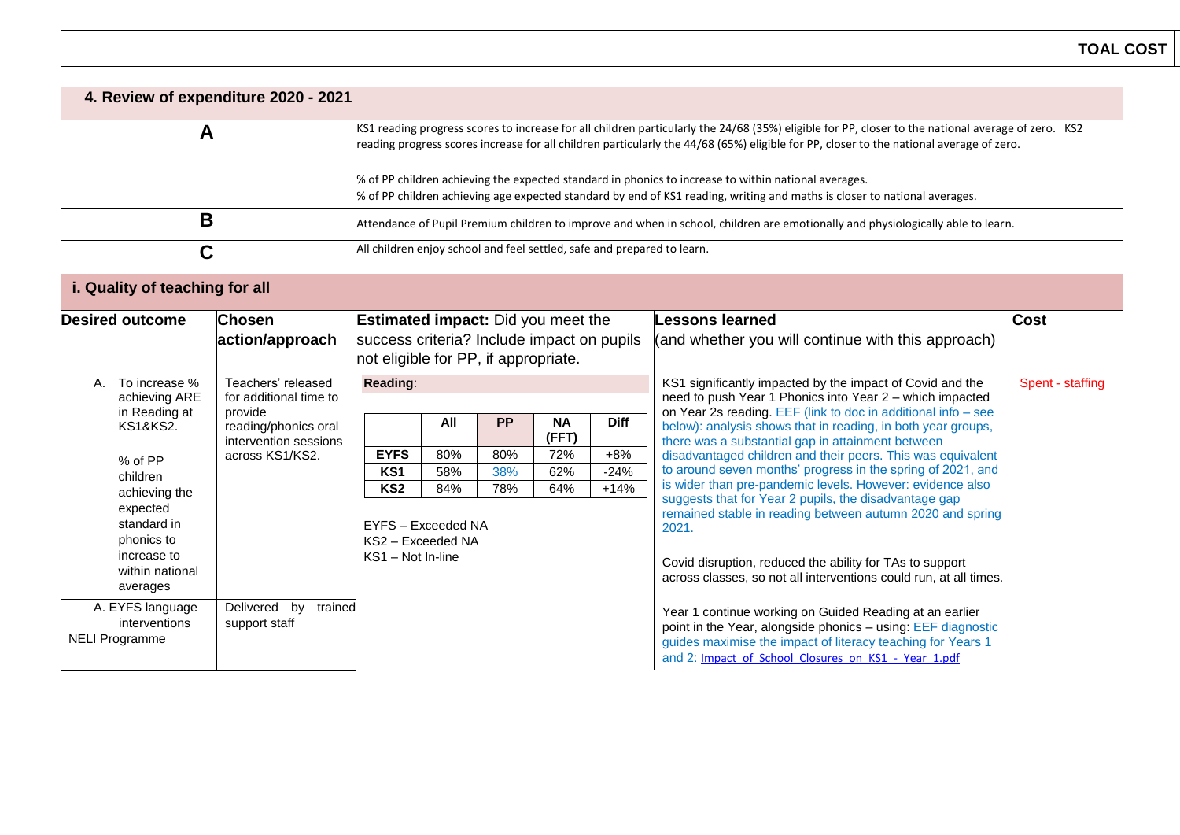| | **TOAL COST** |
|---|---|

## 4. Review of expenditure 2020 - 2021

| | |
|---|---|
| **A** | KS1 reading progress scores to increase for all children particularly the 24/68 (35%) eligible for PP, closer to the national average of zero. KS2 reading progress scores increase for all children particularly the 44/68 (65%) eligible for PP, closer to the national average of zero.<br><br>% of PP children achieving the expected standard in phonics to increase to within national averages.<br>% of PP children achieving age expected standard by end of KS1 reading, writing and maths is closer to national averages. |
| **B** | Attendance of Pupil Premium children to improve and when in school, children are emotionally and physiologically able to learn. |
| **C** | All children enjoy school and feel settled, safe and prepared to learn. |

### i. Quality of teaching for all

| Desired outcome | Chosen action/approach | Estimated impact: Did you meet the success criteria? Include impact on pupils not eligible for PP, if appropriate. | Lessons learned (and whether you will continue with this approach) | Cost |
|---|---|---|---|---|
| A. To increase % achieving ARE in Reading at KS1&KS2.<br><br>% of PP children achieving the expected standard in phonics to increase to within national averages | Teachers' released for additional time to provide reading/phonics oral intervention sessions across KS1/KS2. | **Reading**:<br><br>EYFS: All 80%, PP 80%, NA (FFT) 72%, Diff +8%<br>KS1: All 58%, PP 38%, NA (FFT) 62%, Diff -24%<br>KS2: All 84%, PP 78%, NA (FFT) 64%, Diff +14%<br><br>EYFS – Exceeded NA<br>KS2 – Exceeded NA<br>KS1 – Not In-line | KS1 significantly impacted by the impact of Covid and the need to push Year 1 Phonics into Year 2 – which impacted on Year 2s reading. EEF (link to doc in additional info – see below): analysis shows that in reading, in both year groups, there was a substantial gap in attainment between disadvantaged children and their peers. This was equivalent to around seven months' progress in the spring of 2021, and is wider than pre-pandemic levels. However: evidence also suggests that for Year 2 pupils, the disadvantage gap remained stable in reading between autumn 2020 and spring 2021.<br><br>Covid disruption, reduced the ability for TAs to support across classes, so not all interventions could run, at all times.<br><br>Year 1 continue working on Guided Reading at an earlier point in the Year, alongside phonics – using: EEF diagnostic guides maximise the impact of literacy teaching for Years 1 and 2: Impact_of_School_Closures_on_KS1_-_Year_1.pdf | Spent - staffing |
| A. EYFS language interventions<br>NELI Programme | Delivered by trained support staff | | | |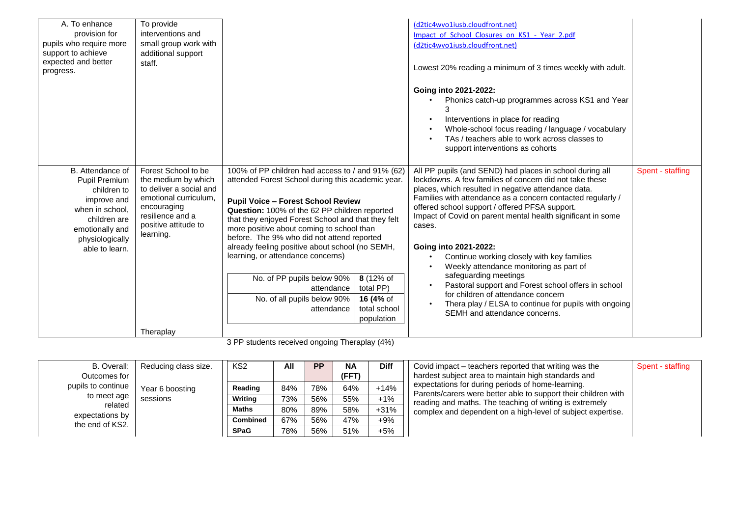| | | | | |
|---|---|---|---|---|
| A. To enhance provision for pupils who require more support to achieve expected and better progress. | To provide interventions and small group work with additional support staff. | | (d2tic4wvo1iusb.cloudfront.net)<br>Impact of School Closures on KS1 - Year 2.pdf<br>(d2tic4wvo1iusb.cloudfront.net)<br><br>Lowest 20% reading a minimum of 3 times weekly with adult.<br><br>**Going into 2021-2022:**<br>• Phonics catch-up programmes across KS1 and Year 3<br>• Interventions in place for reading<br>• Whole-school focus reading / language / vocabulary<br>• TAs / teachers able to work across classes to support interventions as cohorts | |
| B. Attendance of Pupil Premium children to improve and when in school, children are emotionally and physiologically able to learn. | Forest School to be the medium by which to deliver a social and emotional curriculum, encouraging resilience and a positive attitude to learning.<br><br>Theraplay | 100% of PP children had access to / and 91% (62) attended Forest School during this academic year.<br><br>**Pupil Voice – Forest School Review**<br>**Question:** 100% of the 62 PP children reported that they enjoyed Forest School and that they felt more positive about coming to school than before. The 9% who did not attend reported already feeling positive about school (no SEMH, learning, or attendance concerns)<br><br>No. of PP pupils below 90% attendance: **8** (12% of total PP)<br>No. of all pupils below 90% attendance: **16 (4%** of total school population | All PP pupils (and SEND) had places in school during all lockdowns. A few families of concern did not take these places, which resulted in negative attendance data. Families with attendance as a concern contacted regularly / offered school support / offered PFSA support. Impact of Covid on parent mental health significant in some cases.<br><br>**Going into 2021-2022:**<br>• Continue working closely with key families<br>• Weekly attendance monitoring as part of safeguarding meetings<br>• Pastoral support and Forest school offers in school for children of attendance concern<br>• Thera play / ELSA to continue for pupils with ongoing SEMH and attendance concerns. | Spent - staffing |

3 PP students received ongoing Theraplay (4%)

| | | | | |
|---|---|---|---|---|
| B. Overall: Outcomes for pupils to continue to meet age related expectations by the end of KS2. | Reducing class size.<br><br>Year 6 boosting sessions | See KS2 table below | Covid impact – teachers reported that writing was the hardest subject area to maintain high standards and expectations for during periods of home-learning. Parents/carers were better able to support their children with reading and maths. The teaching of writing is extremely complex and dependent on a high-level of subject expertise. | Spent - staffing |

| KS2 | All | PP | NA (FFT) | Diff |
|---|---|---|---|---|
| **Reading** | 84% | 78% | 64% | +14% |
| **Writing** | 73% | 56% | 55% | +1% |
| **Maths** | 80% | 89% | 58% | +31% |
| **Combined** | 67% | 56% | 47% | +9% |
| **SPaG** | 78% | 56% | 51% | +5% |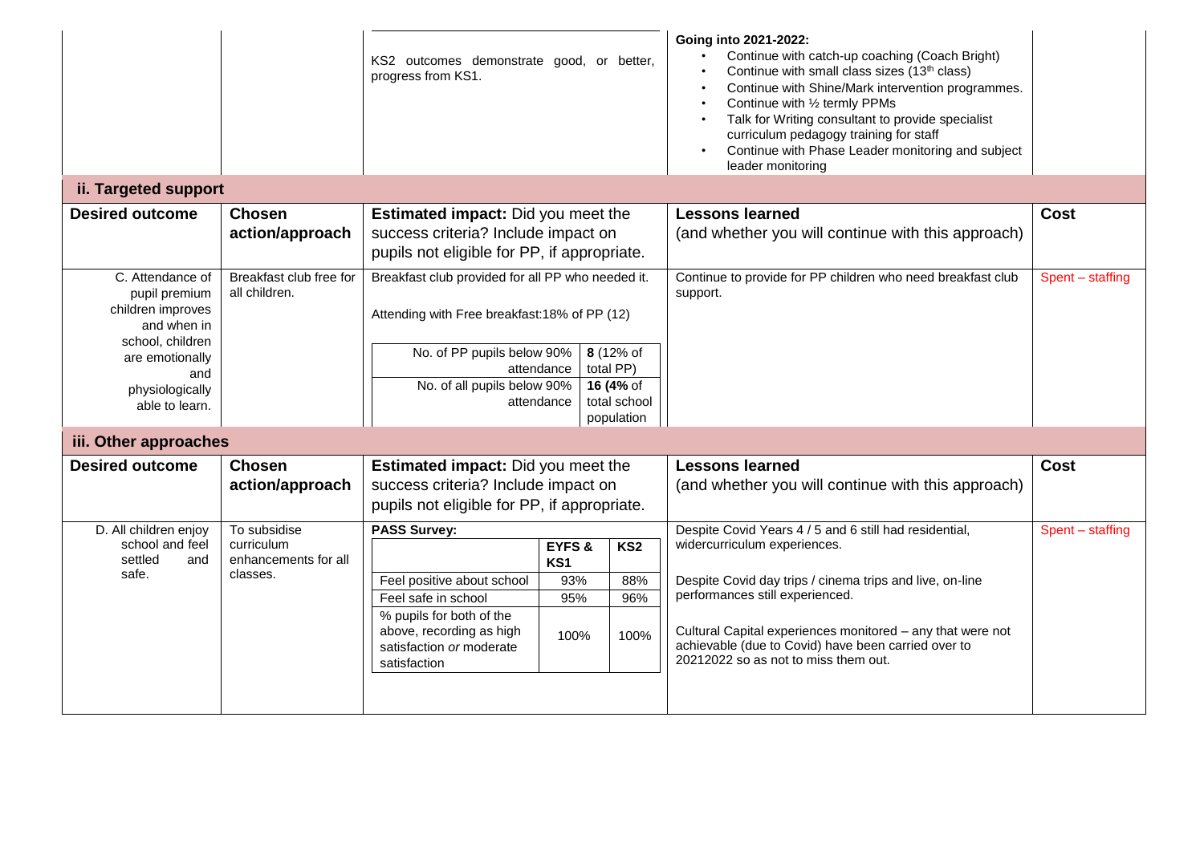| | | | | |
|---|---|---|---|---|
| | | KS2 outcomes demonstrate good, or better, progress from KS1. | **Going into 2021-2022:**<br>• Continue with catch-up coaching (Coach Bright)<br>• Continue with small class sizes (13th class)<br>• Continue with Shine/Mark intervention programmes.<br>• Continue with ½ termly PPMs<br>• Talk for Writing consultant to provide specialist curriculum pedagogy training for staff<br>• Continue with Phase Leader monitoring and subject leader monitoring | |

## ii. Targeted support

| Desired outcome | Chosen action/approach | Estimated impact: Did you meet the success criteria? Include impact on pupils not eligible for PP, if appropriate. | Lessons learned (and whether you will continue with this approach) | Cost |
|---|---|---|---|---|
| C. Attendance of pupil premium children improves and when in school, children are emotionally and physiologically able to learn. | Breakfast club free for all children. | Breakfast club provided for all PP who needed it.<br><br>Attending with Free breakfast:18% of PP (12)<br><br>No. of PP pupils below 90% attendance: **8** (12% of total PP)<br>No. of all pupils below 90% attendance: **16 (4%** of total school population | Continue to provide for PP children who need breakfast club support. | Spent – staffing |

## iii. Other approaches

| Desired outcome | Chosen action/approach | Estimated impact: Did you meet the success criteria? Include impact on pupils not eligible for PP, if appropriate. | Lessons learned (and whether you will continue with this approach) | Cost |
|---|---|---|---|---|
| D. All children enjoy school and feel settled and safe. | To subsidise curriculum enhancements for all classes. | **PASS Survey:**<br><br>\| \| **EYFS & KS1** \| **KS2** \|<br>Feel positive about school: 93% (EYFS & KS1), 88% (KS2)<br>Feel safe in school: 95% (EYFS & KS1), 96% (KS2)<br>% pupils for both of the above, recording as high satisfaction *or* moderate satisfaction: 100% (EYFS & KS1), 100% (KS2) | Despite Covid Years 4 / 5 and 6 still had residential, widercurriculum experiences.<br><br>Despite Covid day trips / cinema trips and live, on-line performances still experienced.<br><br>Cultural Capital experiences monitored – any that were not achievable (due to Covid) have been carried over to 20212022 so as not to miss them out. | Spent – staffing |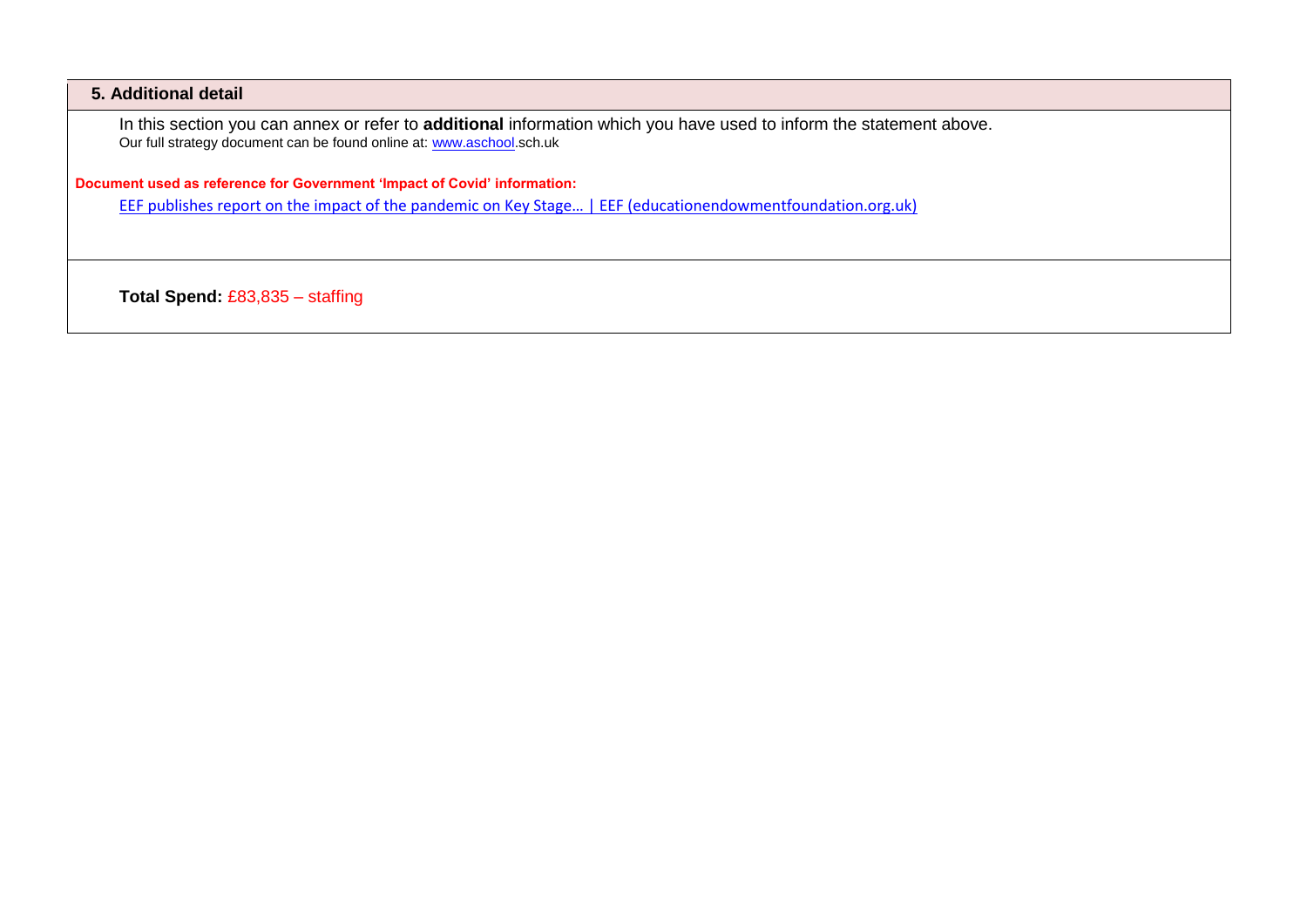## 5. Additional detail

In this section you can annex or refer to **additional** information which you have used to inform the statement above.
Our full strategy document can be found online at: www.aschool.sch.uk

**Document used as reference for Government 'Impact of Covid' information:**

EEF publishes report on the impact of the pandemic on Key Stage… | EEF (educationendowmentfoundation.org.uk)

**Total Spend:** £83,835 – staffing